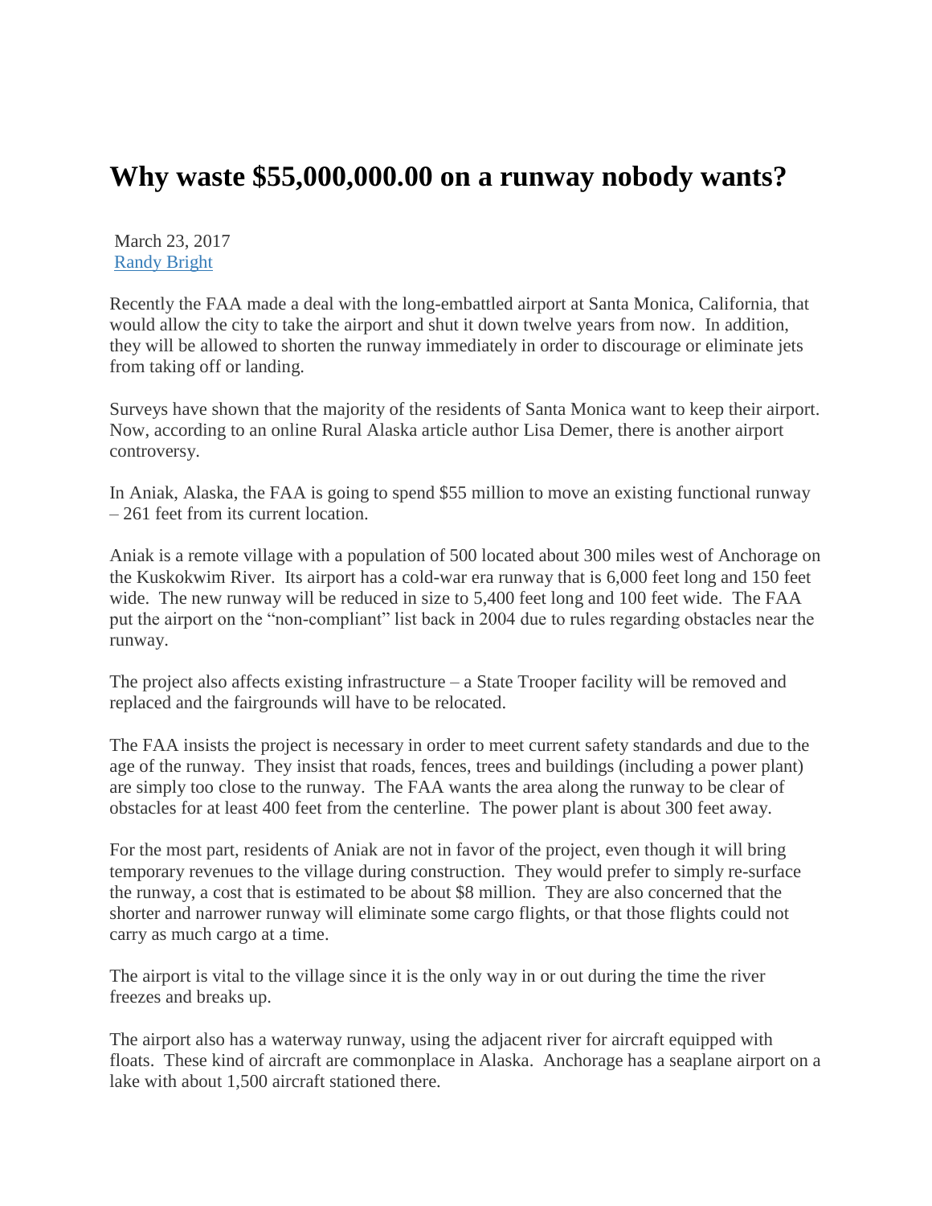# Why waste $55,000,000.00 on a runway nobody wants?

March 23, 2017
[Randy Bright]

Recently the FAA made a deal with the long-embattled airport at Santa Monica, California, that would allow the city to take the airport and shut it down twelve years from now. In addition, they will be allowed to shorten the runway immediately in order to discourage or eliminate jets from taking off or landing.

Surveys have shown that the majority of the residents of Santa Monica want to keep their airport. Now, according to an online Rural Alaska article author Lisa Demer, there is another airport controversy.

In Aniak, Alaska, the FAA is going to spend $55 million to move an existing functional runway – 261 feet from its current location.

Aniak is a remote village with a population of 500 located about 300 miles west of Anchorage on the Kuskokwim River. Its airport has a cold-war era runway that is 6,000 feet long and 150 feet wide. The new runway will be reduced in size to 5,400 feet long and 100 feet wide. The FAA put the airport on the "non-compliant" list back in 2004 due to rules regarding obstacles near the runway.

The project also affects existing infrastructure – a State Trooper facility will be removed and replaced and the fairgrounds will have to be relocated.

The FAA insists the project is necessary in order to meet current safety standards and due to the age of the runway. They insist that roads, fences, trees and buildings (including a power plant) are simply too close to the runway. The FAA wants the area along the runway to be clear of obstacles for at least 400 feet from the centerline. The power plant is about 300 feet away.

For the most part, residents of Aniak are not in favor of the project, even though it will bring temporary revenues to the village during construction. They would prefer to simply re-surface the runway, a cost that is estimated to be about $8 million. They are also concerned that the shorter and narrower runway will eliminate some cargo flights, or that those flights could not carry as much cargo at a time.

The airport is vital to the village since it is the only way in or out during the time the river freezes and breaks up.

The airport also has a waterway runway, using the adjacent river for aircraft equipped with floats. These kind of aircraft are commonplace in Alaska. Anchorage has a seaplane airport on a lake with about 1,500 aircraft stationed there.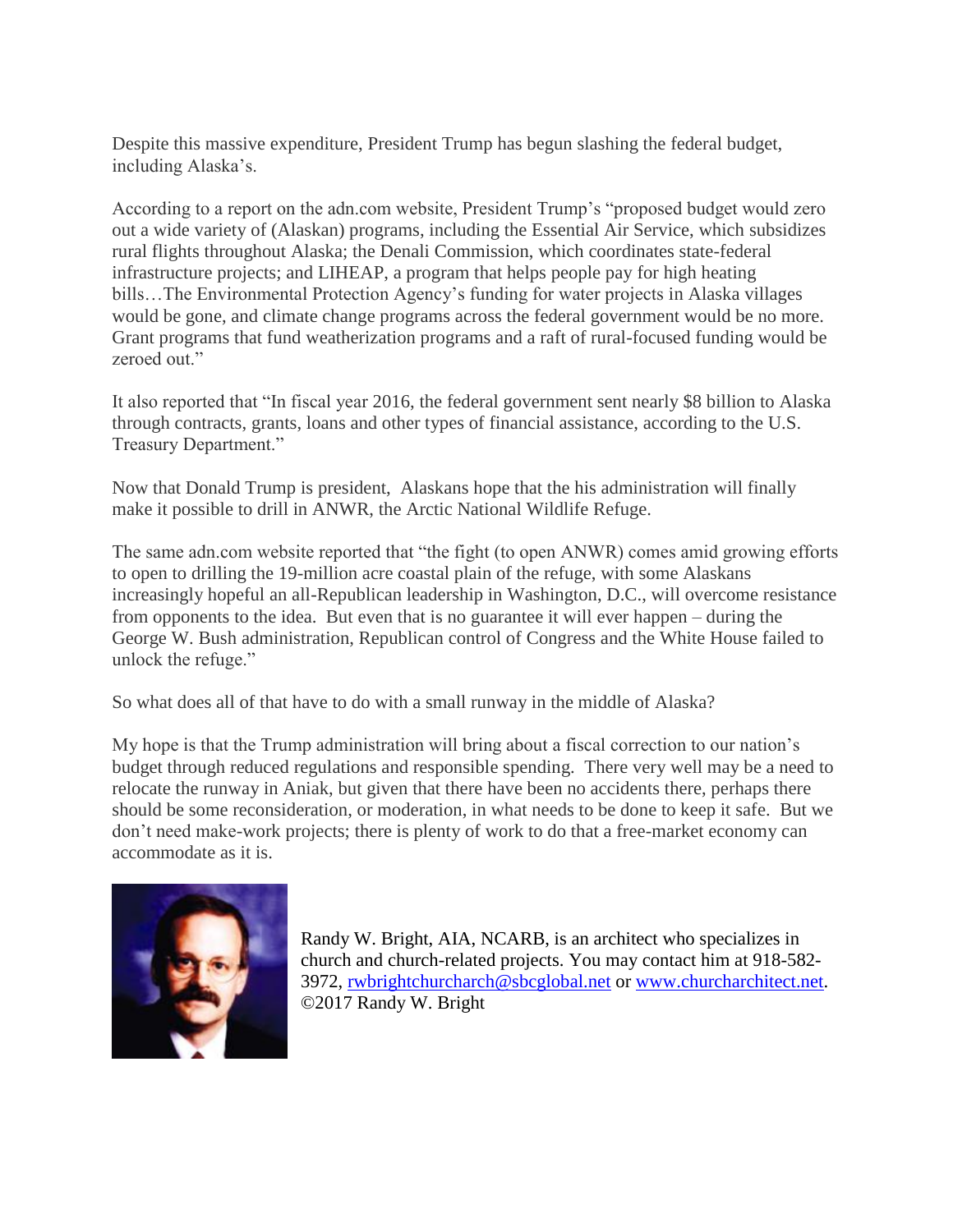Despite this massive expenditure, President Trump has begun slashing the federal budget, including Alaska's.

According to a report on the adn.com website, President Trump's "proposed budget would zero out a wide variety of (Alaskan) programs, including the Essential Air Service, which subsidizes rural flights throughout Alaska; the Denali Commission, which coordinates state-federal infrastructure projects; and LIHEAP, a program that helps people pay for high heating bills…The Environmental Protection Agency's funding for water projects in Alaska villages would be gone, and climate change programs across the federal government would be no more. Grant programs that fund weatherization programs and a raft of rural-focused funding would be zeroed out."

It also reported that "In fiscal year 2016, the federal government sent nearly $8 billion to Alaska through contracts, grants, loans and other types of financial assistance, according to the U.S. Treasury Department."

Now that Donald Trump is president, Alaskans hope that the his administration will finally make it possible to drill in ANWR, the Arctic National Wildlife Refuge.

The same adn.com website reported that "the fight (to open ANWR) comes amid growing efforts to open to drilling the 19-million acre coastal plain of the refuge, with some Alaskans increasingly hopeful an all-Republican leadership in Washington, D.C., will overcome resistance from opponents to the idea. But even that is no guarantee it will ever happen – during the George W. Bush administration, Republican control of Congress and the White House failed to unlock the refuge."

So what does all of that have to do with a small runway in the middle of Alaska?

My hope is that the Trump administration will bring about a fiscal correction to our nation's budget through reduced regulations and responsible spending. There very well may be a need to relocate the runway in Aniak, but given that there have been no accidents there, perhaps there should be some reconsideration, or moderation, in what needs to be done to keep it safe. But we don't need make-work projects; there is plenty of work to do that a free-market economy can accommodate as it is.

Randy W. Bright, AIA, NCARB, is an architect who specializes in church and church-related projects. You may contact him at 918-582-3972, rwbrightchurcharch@sbcglobal.net or www.churcharchitect.net. ©2017 Randy W. Bright